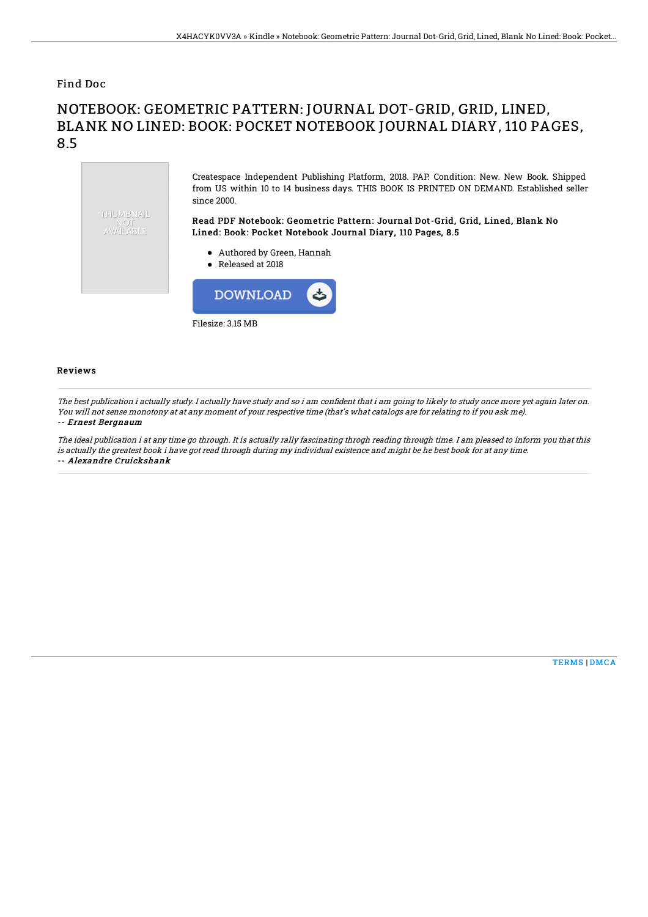Find Doc

# NOTEBOOK: GEOMETRIC PATTERN: JOURNAL DOT-GRID, GRID, LINED, BLANK NO LINED: BOOK: POCKET NOTEBOOK JOURNAL DIARY, 110 PAGES, 8.5

THUMBNAIL NOT AVAILABLE

Createspace Independent Publishing Platform, 2018. PAP. Condition: New. New Book. Shipped from US within 10 to 14 business days. THIS BOOK IS PRINTED ON DEMAND. Established seller since 2000.

**Read PDF Notebook: Geometric Pattern: Journal Dot-Grid, Grid, Lined, Blank No Lined: Book: Pocket Notebook Journal Diary, 110 Pages, 8.5**

- Authored by Green, Hannah
- Released at 2018

DOWNLOAD

Filesize: 3.15 MB

### Reviews

*The best publication i actually study. I actually have study and so i am confident that i am going to likely to study once more yet again later on. You will not sense monotony at at any moment of your respective time (that's what catalogs are for relating to if you ask me).*

*-- **Ernest Bergnaum***

*The ideal publication i at any time go through. It is actually rally fascinating throgh reading through time. I am pleased to inform you that this is actually the greatest book i have got read through during my individual existence and might be he best book for at any time.*

*-- **Alexandre Cruickshank***

TERMS | DMCA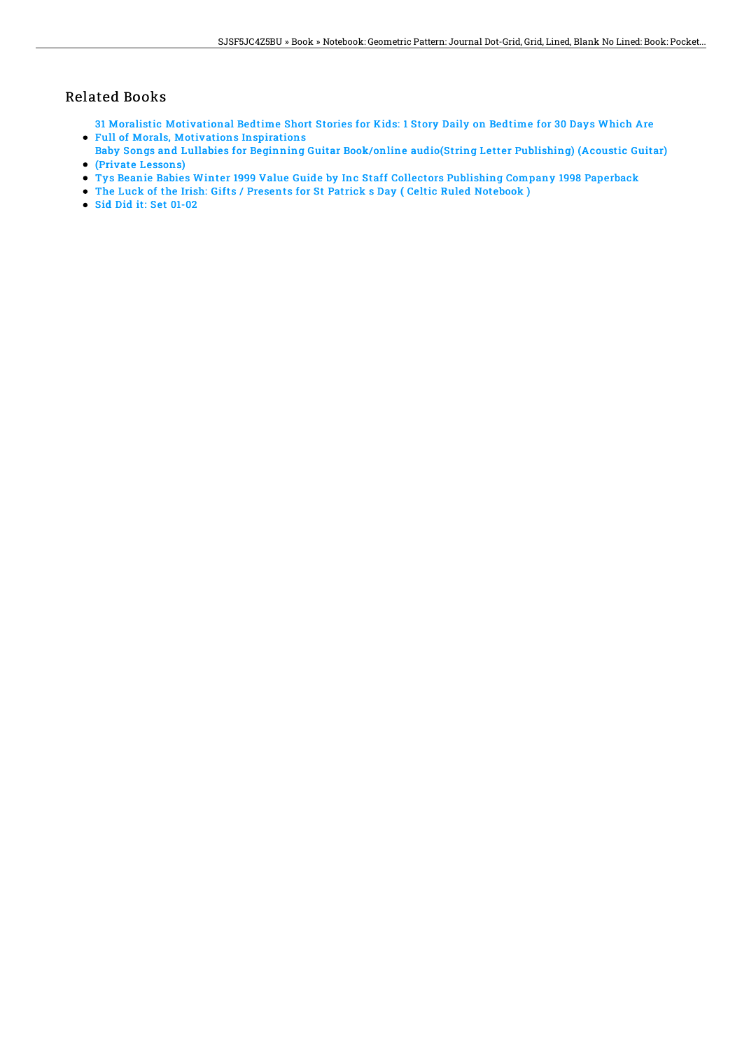## Related Books

- 31 Moralistic Motivational Bedtime Short Stories for Kids: 1 Story Daily on Bedtime for 30 Days Which Are Full of Morals, Motivations Inspirations
- Baby Songs and Lullabies for Beginning Guitar Book/online audio(String Letter Publishing) (Acoustic Guitar) (Private Lessons)
- Tys Beanie Babies Winter 1999 Value Guide by Inc Staff Collectors Publishing Company 1998 Paperback
- The Luck of the Irish: Gifts / Presents for St Patrick s Day ( Celtic Ruled Notebook )
- Sid Did it: Set 01-02